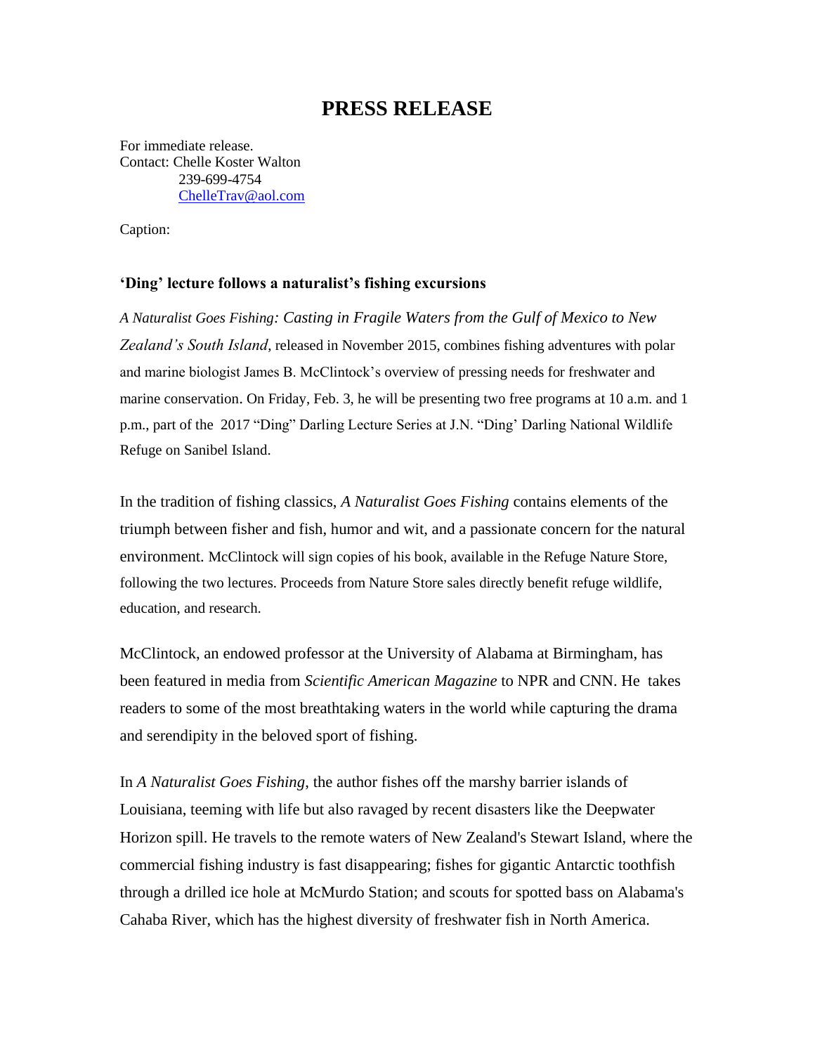# PRESS RELEASE

For immediate release.
Contact: Chelle Koster Walton
239-699-4754
ChelleTrav@aol.com

Caption:

**'Ding' lecture follows a naturalist's fishing excursions**

*A Naturalist Goes Fishing: Casting in Fragile Waters from the Gulf of Mexico to New Zealand's South Island*, released in November 2015, combines fishing adventures with polar and marine biologist James B. McClintock's overview of pressing needs for freshwater and marine conservation. On Friday, Feb. 3, he will be presenting two free programs at 10 a.m. and 1 p.m., part of the 2017 "Ding" Darling Lecture Series at J.N. "Ding' Darling National Wildlife Refuge on Sanibel Island.

In the tradition of fishing classics, *A Naturalist Goes Fishing* contains elements of the triumph between fisher and fish, humor and wit, and a passionate concern for the natural environment. McClintock will sign copies of his book, available in the Refuge Nature Store, following the two lectures. Proceeds from Nature Store sales directly benefit refuge wildlife, education, and research.

McClintock, an endowed professor at the University of Alabama at Birmingham, has been featured in media from *Scientific American Magazine* to NPR and CNN. He takes readers to some of the most breathtaking waters in the world while capturing the drama and serendipity in the beloved sport of fishing.

In *A Naturalist Goes Fishing*, the author fishes off the marshy barrier islands of Louisiana, teeming with life but also ravaged by recent disasters like the Deepwater Horizon spill. He travels to the remote waters of New Zealand's Stewart Island, where the commercial fishing industry is fast disappearing; fishes for gigantic Antarctic toothfish through a drilled ice hole at McMurdo Station; and scouts for spotted bass on Alabama's Cahaba River, which has the highest diversity of freshwater fish in North America.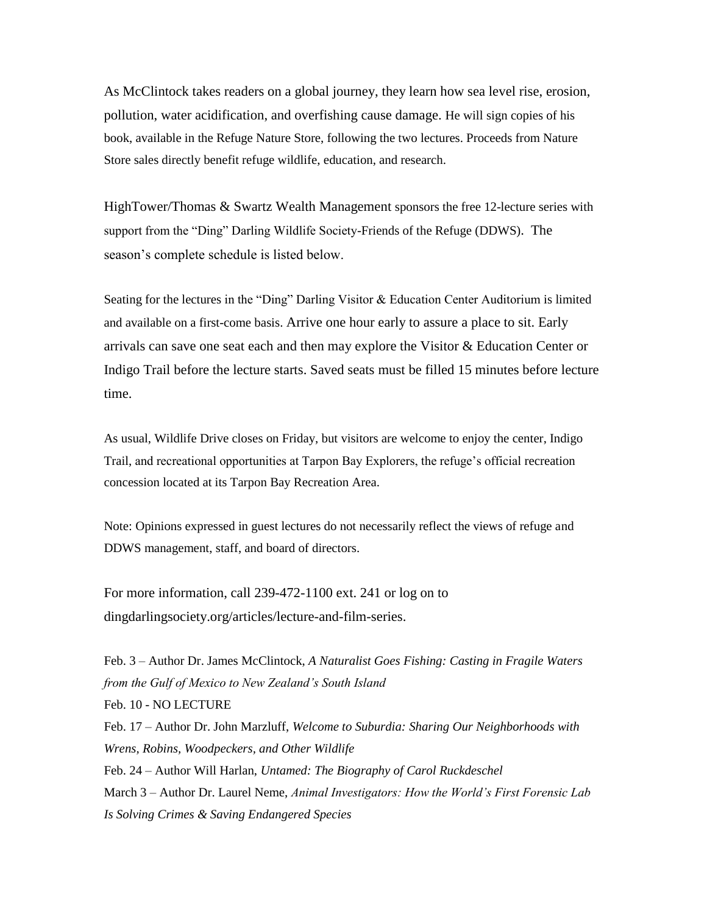As McClintock takes readers on a global journey, they learn how sea level rise, erosion, pollution, water acidification, and overfishing cause damage. He will sign copies of his book, available in the Refuge Nature Store, following the two lectures. Proceeds from Nature Store sales directly benefit refuge wildlife, education, and research.

HighTower/Thomas & Swartz Wealth Management sponsors the free 12-lecture series with support from the "Ding" Darling Wildlife Society-Friends of the Refuge (DDWS). The season's complete schedule is listed below.

Seating for the lectures in the "Ding" Darling Visitor & Education Center Auditorium is limited and available on a first-come basis. Arrive one hour early to assure a place to sit. Early arrivals can save one seat each and then may explore the Visitor & Education Center or Indigo Trail before the lecture starts. Saved seats must be filled 15 minutes before lecture time.

As usual, Wildlife Drive closes on Friday, but visitors are welcome to enjoy the center, Indigo Trail, and recreational opportunities at Tarpon Bay Explorers, the refuge's official recreation concession located at its Tarpon Bay Recreation Area.

Note: Opinions expressed in guest lectures do not necessarily reflect the views of refuge and DDWS management, staff, and board of directors.

For more information, call 239-472-1100 ext. 241 or log on to dingdarlingsociety.org/articles/lecture-and-film-series.

Feb. 3 – Author Dr. James McClintock, *A Naturalist Goes Fishing: Casting in Fragile Waters from the Gulf of Mexico to New Zealand's South Island*
Feb. 10 - NO LECTURE
Feb. 17 – Author Dr. John Marzluff, *Welcome to Suburdia: Sharing Our Neighborhoods with Wrens, Robins, Woodpeckers, and Other Wildlife*
Feb. 24 – Author Will Harlan, *Untamed: The Biography of Carol Ruckdeschel*
March 3 – Author Dr. Laurel Neme, *Animal Investigators: How the World's First Forensic Lab Is Solving Crimes & Saving Endangered Species*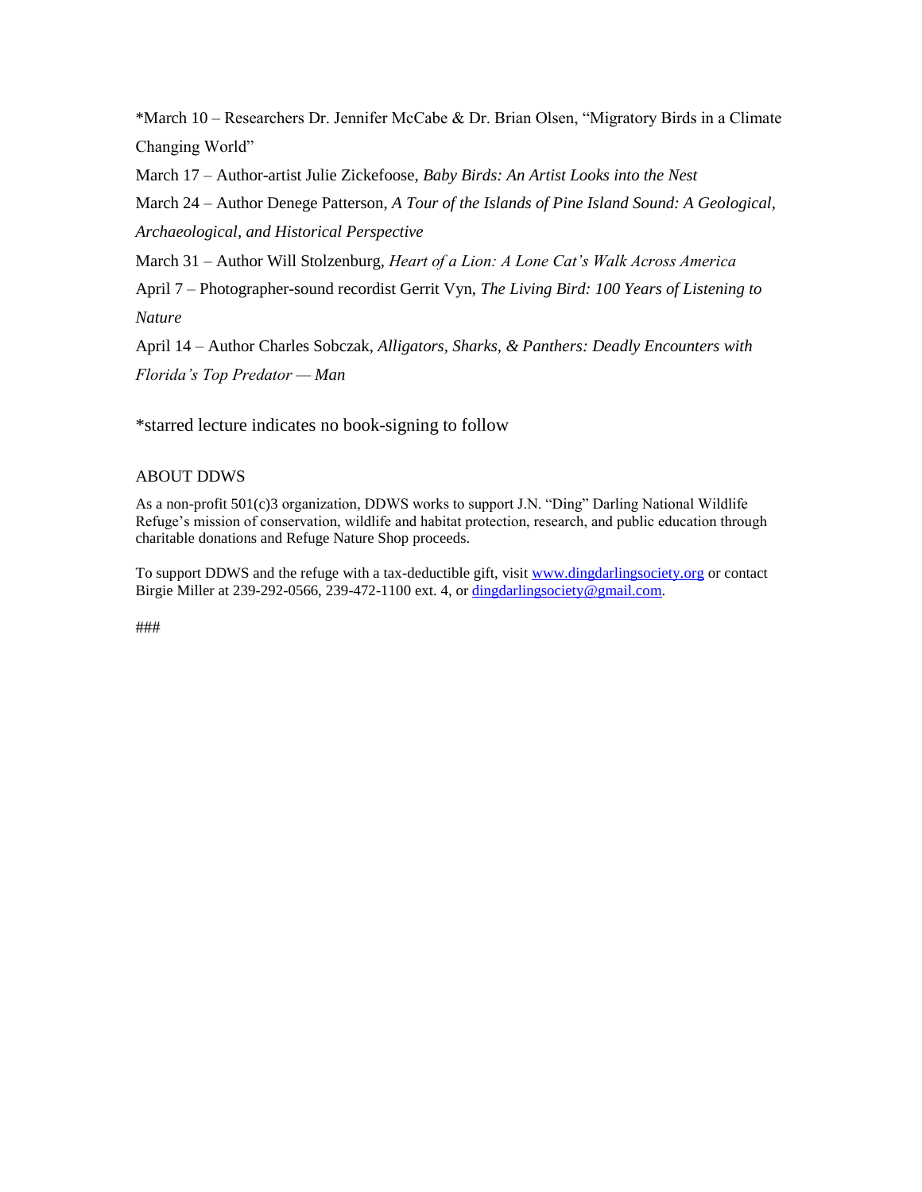*March 10 – Researchers Dr. Jennifer McCabe & Dr. Brian Olsen, "Migratory Birds in a Climate Changing World"

March 17 – Author-artist Julie Zickefoose, *Baby Birds: An Artist Looks into the Nest*

March 24 – Author Denege Patterson, *A Tour of the Islands of Pine Island Sound: A Geological, Archaeological, and Historical Perspective*

March 31 – Author Will Stolzenburg, *Heart of a Lion: A Lone Cat's Walk Across America*

April 7 – Photographer-sound recordist Gerrit Vyn, *The Living Bird: 100 Years of Listening to Nature*

April 14 – Author Charles Sobczak, *Alligators, Sharks, & Panthers: Deadly Encounters with Florida's Top Predator — Man*

*starred lecture indicates no book-signing to follow

ABOUT DDWS

As a non-profit 501(c)3 organization, DDWS works to support J.N. "Ding" Darling National Wildlife Refuge's mission of conservation, wildlife and habitat protection, research, and public education through charitable donations and Refuge Nature Shop proceeds.

To support DDWS and the refuge with a tax-deductible gift, visit [www.dingdarlingsociety.org](http://www.dingdarlingsociety.org) or contact Birgie Miller at 239-292-0566, 239-472-1100 ext. 4, or [dingdarlingsociety@gmail.com](mailto:dingdarlingsociety@gmail.com).

###